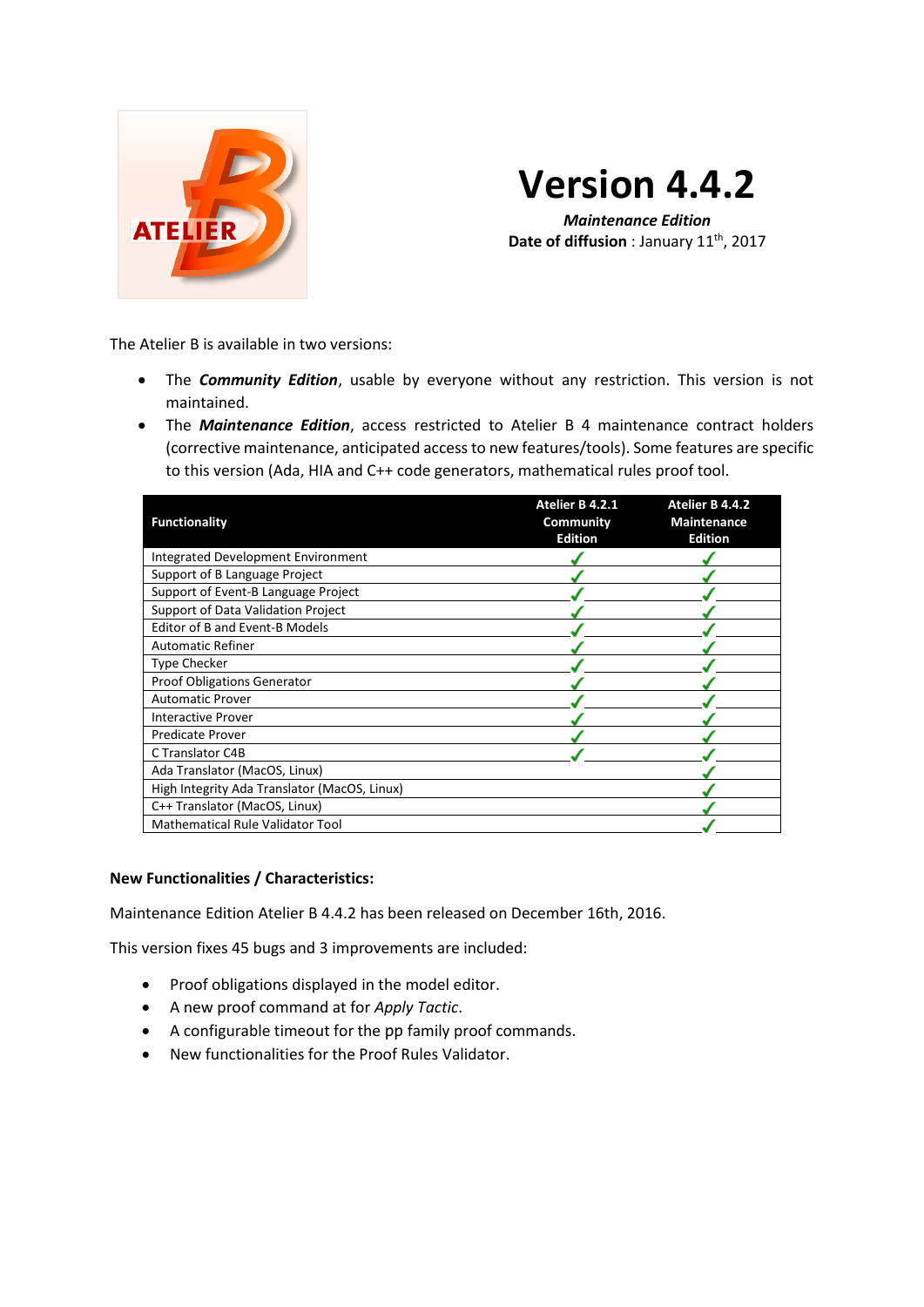# Version 4.4.2

***Maintenance Edition***

**Date of diffusion** : January 11th, 2017

The Atelier B is available in two versions:

- The ***Community Edition***, usable by everyone without any restriction. This version is not maintained.
- The ***Maintenance Edition***, access restricted to Atelier B 4 maintenance contract holders (corrective maintenance, anticipated access to new features/tools). Some features are specific to this version (Ada, HIA and C++ code generators, mathematical rules proof tool.

| Functionality | Atelier B 4.2.1 Community Edition | Atelier B 4.4.2 Maintenance Edition |
|---|---|---|
| Integrated Development Environment | ✓ | ✓ |
| Support of B Language Project | ✓ | ✓ |
| Support of Event-B Language Project | ✓ | ✓ |
| Support of Data Validation Project | ✓ | ✓ |
| Editor of B and Event-B Models | ✓ | ✓ |
| Automatic Refiner | ✓ | ✓ |
| Type Checker | ✓ | ✓ |
| Proof Obligations Generator | ✓ | ✓ |
| Automatic Prover | ✓ | ✓ |
| Interactive Prover | ✓ | ✓ |
| Predicate Prover | ✓ | ✓ |
| C Translator C4B | ✓ | ✓ |
| Ada Translator (MacOS, Linux) | | ✓ |
| High Integrity Ada Translator (MacOS, Linux) | | ✓ |
| C++ Translator (MacOS, Linux) | | ✓ |
| Mathematical Rule Validator Tool | | ✓ |

**New Functionalities / Characteristics:**

Maintenance Edition Atelier B 4.4.2 has been released on December 16th, 2016.

This version fixes 45 bugs and 3 improvements are included:

- Proof obligations displayed in the model editor.
- A new proof command at for *Apply Tactic*.
- A configurable timeout for the pp family proof commands.
- New functionalities for the Proof Rules Validator.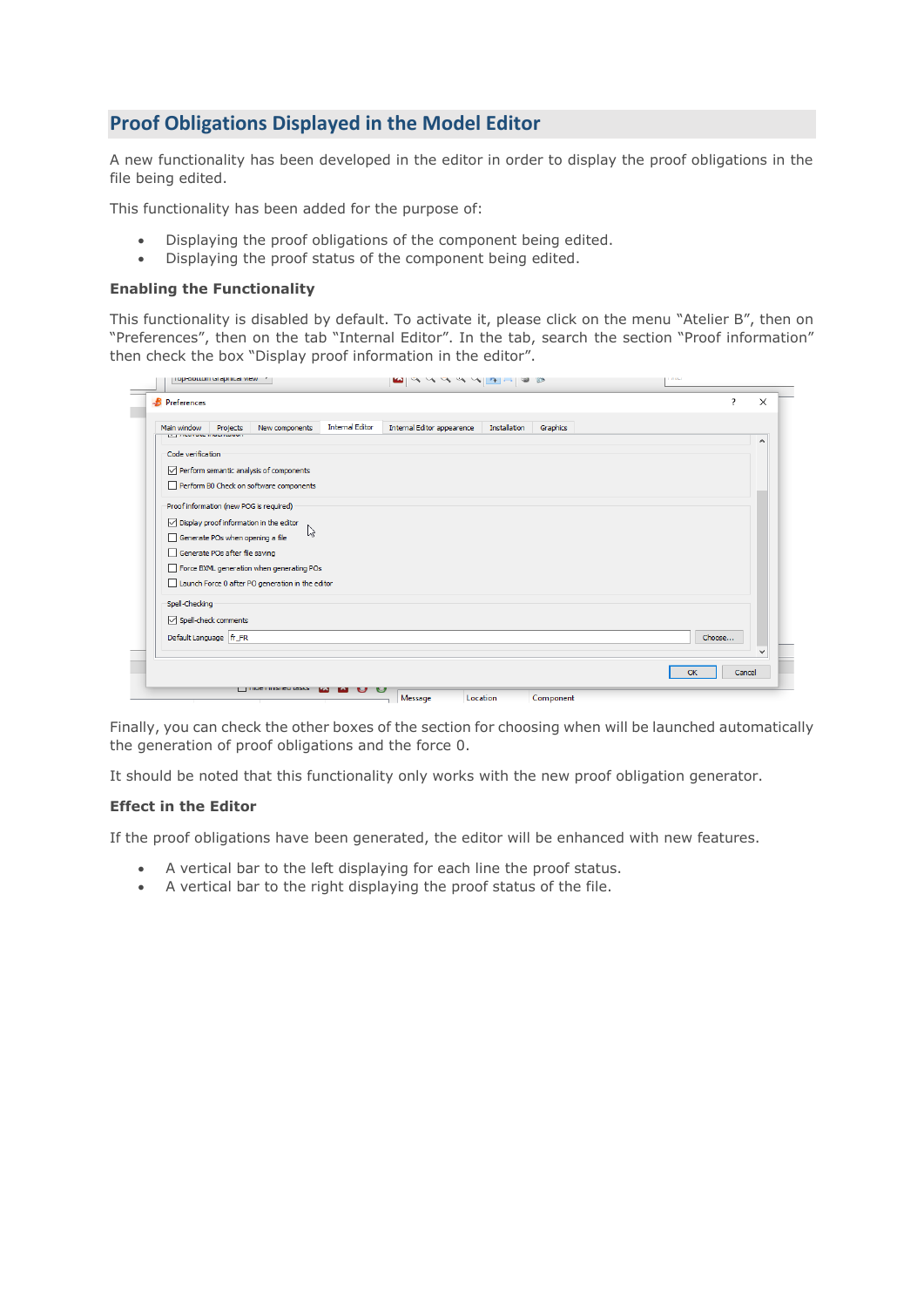## Proof Obligations Displayed in the Model Editor

A new functionality has been developed in the editor in order to display the proof obligations in the file being edited.

This functionality has been added for the purpose of:

- Displaying the proof obligations of the component being edited.
- Displaying the proof status of the component being edited.

**Enabling the Functionality**

This functionality is disabled by default. To activate it, please click on the menu “Atelier B”, then on “Preferences”, then on the tab “Internal Editor”. In the tab, search the section “Proof information” then check the box “Display proof information in the editor”.

Finally, you can check the other boxes of the section for choosing when will be launched automatically the generation of proof obligations and the force 0.

It should be noted that this functionality only works with the new proof obligation generator.

**Effect in the Editor**

If the proof obligations have been generated, the editor will be enhanced with new features.

- A vertical bar to the left displaying for each line the proof status.
- A vertical bar to the right displaying the proof status of the file.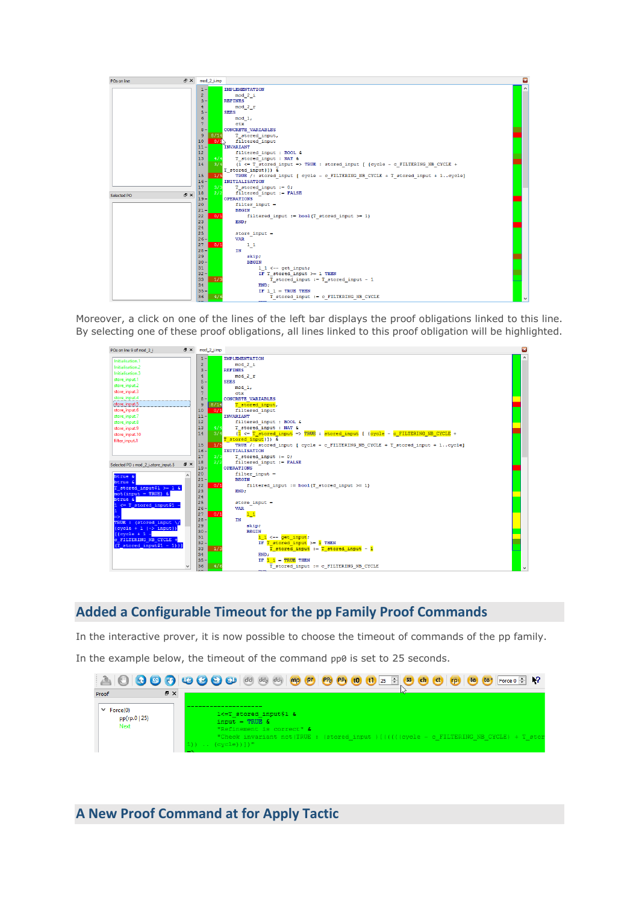Moreover, a click on one of the lines of the left bar displays the proof obligations linked to this line. By selecting one of these proof obligations, all lines linked to this proof obligation will be highlighted.

## Added a Configurable Timeout for the pp Family Proof Commands

In the interactive prover, it is now possible to choose the timeout of commands of the pp family.

In the example below, the timeout of the command pp0 is set to 25 seconds.

## A New Proof Command at for Apply Tactic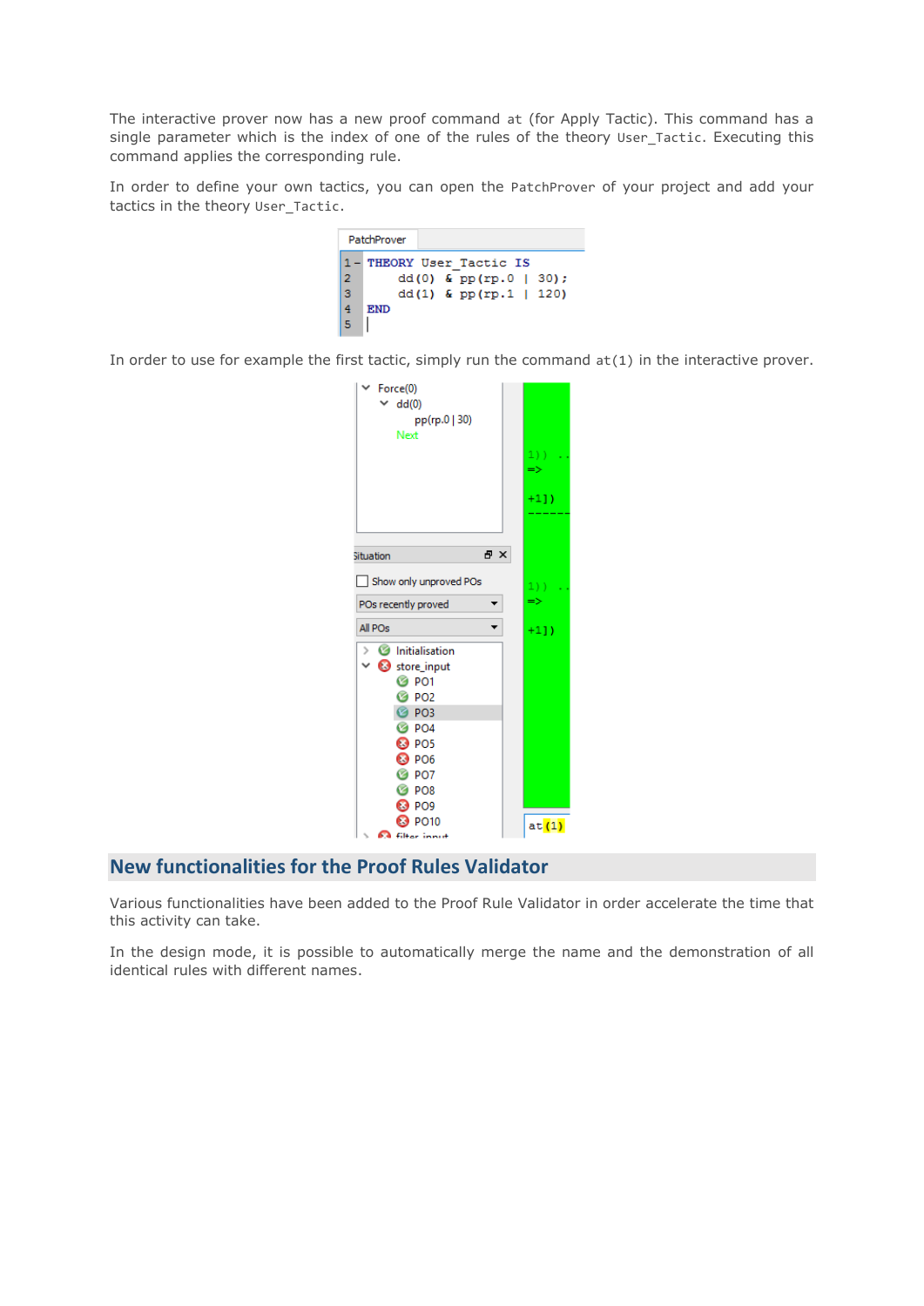The interactive prover now has a new proof command `at` (for Apply Tactic). This command has a single parameter which is the index of one of the rules of the theory `User_Tactic`. Executing this command applies the corresponding rule.

In order to define your own tactics, you can open the `PatchProver` of your project and add your tactics in the theory `User_Tactic`.

```
THEORY User_Tactic IS
    dd(0) & pp(rp.0 | 30);
    dd(1) & pp(rp.1 | 120)
END
```

In order to use for example the first tactic, simply run the command `at(1)` in the interactive prover.

## New functionalities for the Proof Rules Validator

Various functionalities have been added to the Proof Rule Validator in order accelerate the time that this activity can take.

In the design mode, it is possible to automatically merge the name and the demonstration of all identical rules with different names.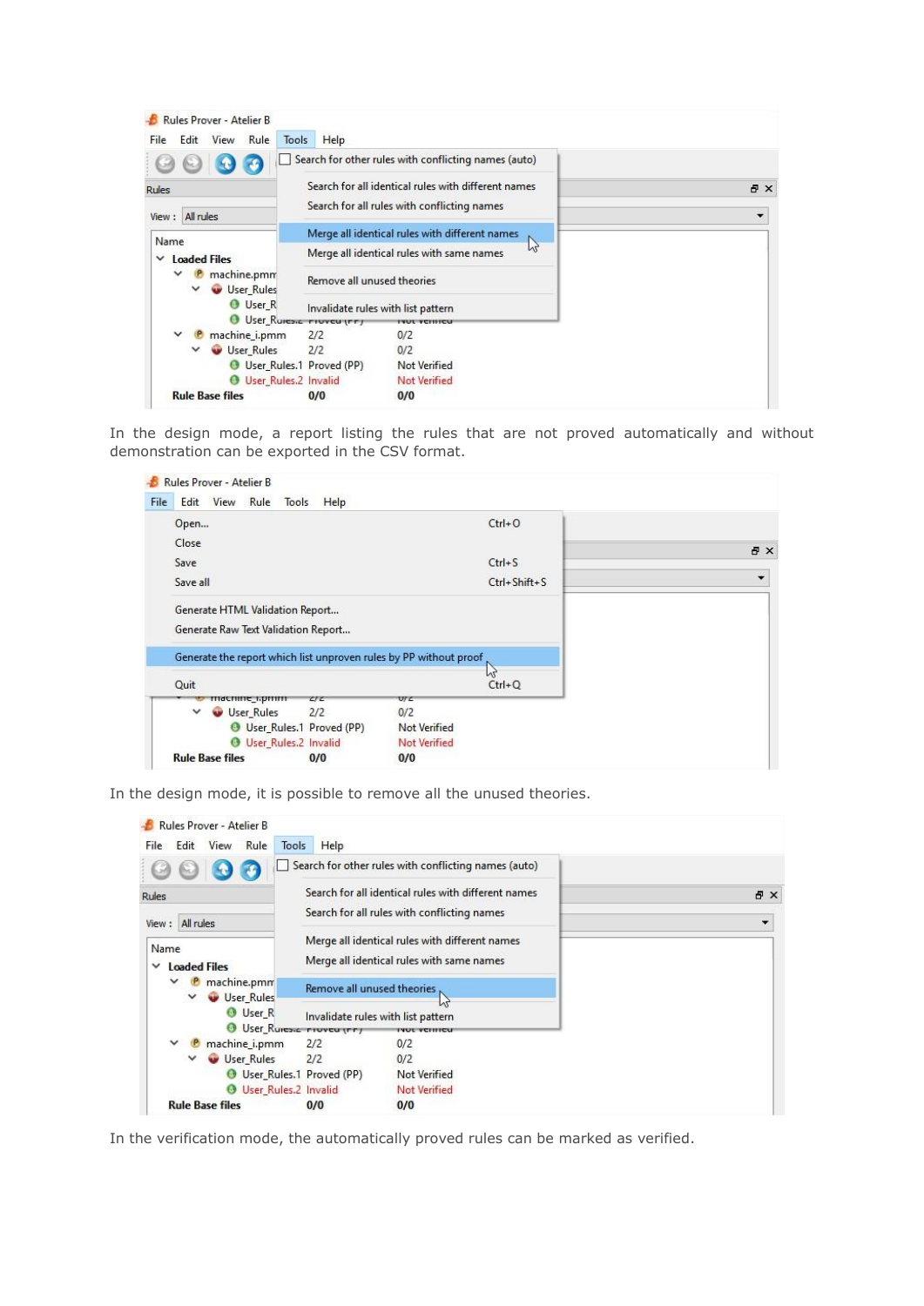In the design mode, a report listing the rules that are not proved automatically and without demonstration can be exported in the CSV format.

In the design mode, it is possible to remove all the unused theories.

In the verification mode, the automatically proved rules can be marked as verified.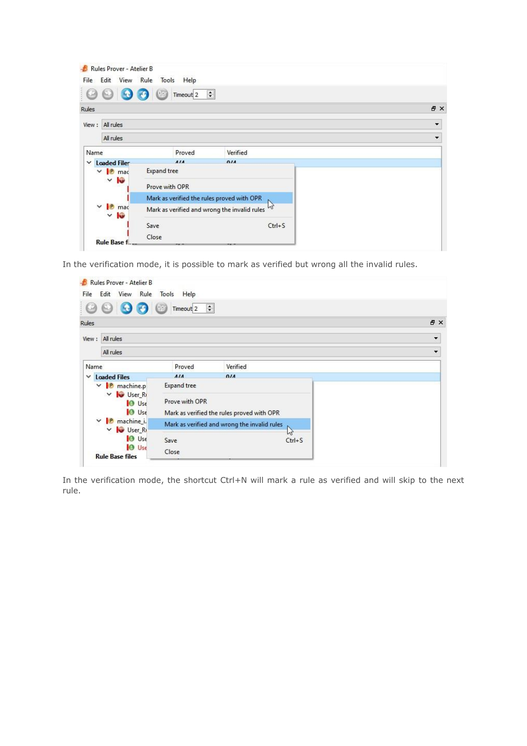In the verification mode, it is possible to mark as verified but wrong all the invalid rules.

In the verification mode, the shortcut Ctrl+N will mark a rule as verified and will skip to the next rule.